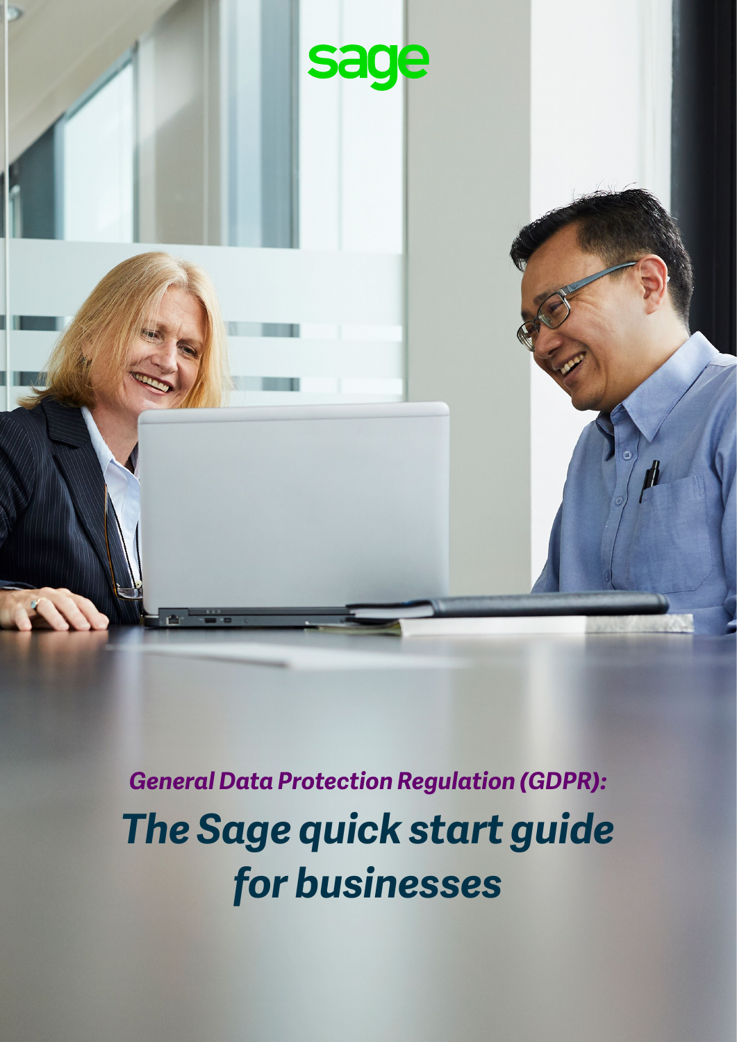sage

*General Data Protection Regulation (GDPR):*

# *The Sage quick start guide for businesses*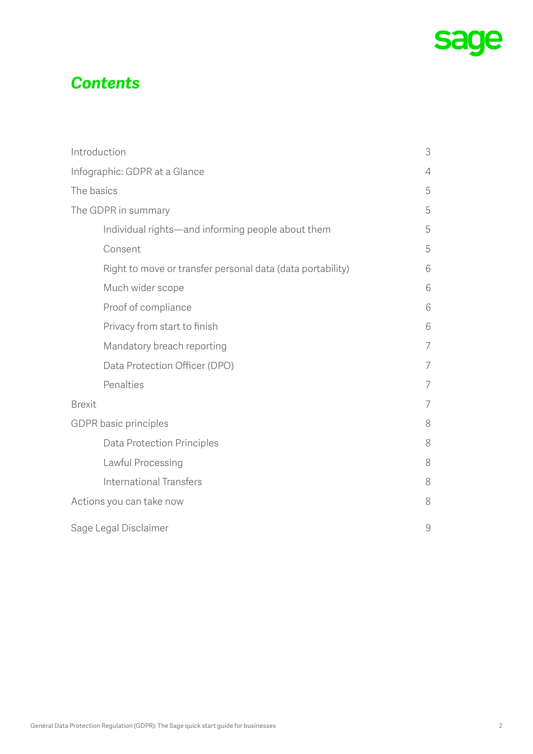# *Contents*

| | |
|---|---|
| Introduction | 3 |
| Infographic: GDPR at a Glance | 4 |
| The basics | 5 |
| The GDPR in summary | 5 |
| &nbsp;&nbsp;&nbsp;&nbsp;Individual rights—and informing people about them | 5 |
| &nbsp;&nbsp;&nbsp;&nbsp;Consent | 5 |
| &nbsp;&nbsp;&nbsp;&nbsp;Right to move or transfer personal data (data portability) | 6 |
| &nbsp;&nbsp;&nbsp;&nbsp;Much wider scope | 6 |
| &nbsp;&nbsp;&nbsp;&nbsp;Proof of compliance | 6 |
| &nbsp;&nbsp;&nbsp;&nbsp;Privacy from start to finish | 6 |
| &nbsp;&nbsp;&nbsp;&nbsp;Mandatory breach reporting | 7 |
| &nbsp;&nbsp;&nbsp;&nbsp;Data Protection Officer (DPO) | 7 |
| &nbsp;&nbsp;&nbsp;&nbsp;Penalties | 7 |
| Brexit | 7 |
| GDPR basic principles | 8 |
| &nbsp;&nbsp;&nbsp;&nbsp;Data Protection Principles | 8 |
| &nbsp;&nbsp;&nbsp;&nbsp;Lawful Processing | 8 |
| &nbsp;&nbsp;&nbsp;&nbsp;International Transfers | 8 |
| Actions you can take now | 8 |
| Sage Legal Disclaimer | 9 |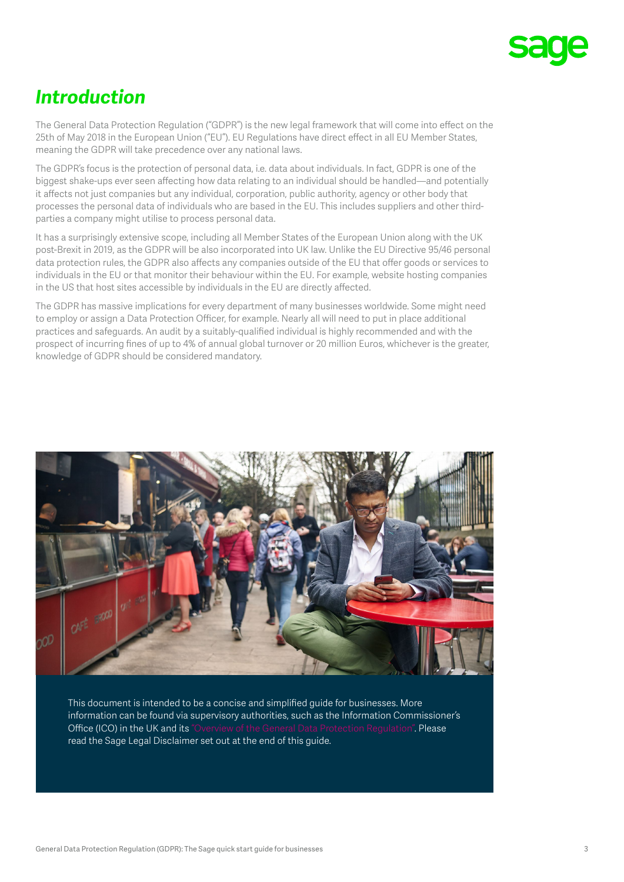# *Introduction*

The General Data Protection Regulation ("GDPR") is the new legal framework that will come into effect on the 25th of May 2018 in the European Union ("EU"). EU Regulations have direct effect in all EU Member States, meaning the GDPR will take precedence over any national laws.

The GDPR's focus is the protection of personal data, i.e. data about individuals. In fact, GDPR is one of the biggest shake-ups ever seen affecting how data relating to an individual should be handled—and potentially it affects not just companies but any individual, corporation, public authority, agency or other body that processes the personal data of individuals who are based in the EU. This includes suppliers and other third-parties a company might utilise to process personal data.

It has a surprisingly extensive scope, including all Member States of the European Union along with the UK post-Brexit in 2019, as the GDPR will be also incorporated into UK law. Unlike the EU Directive 95/46 personal data protection rules, the GDPR also affects any companies outside of the EU that offer goods or services to individuals in the EU or that monitor their behaviour within the EU. For example, website hosting companies in the US that host sites accessible by individuals in the EU are directly affected.

The GDPR has massive implications for every department of many businesses worldwide. Some might need to employ or assign a Data Protection Officer, for example. Nearly all will need to put in place additional practices and safeguards. An audit by a suitably-qualified individual is highly recommended and with the prospect of incurring fines of up to 4% of annual global turnover or 20 million Euros, whichever is the greater, knowledge of GDPR should be considered mandatory.

This document is intended to be a concise and simplified guide for businesses. More information can be found via supervisory authorities, such as the Information Commissioner's Office (ICO) in the UK and its "Overview of the General Data Protection Regulation". Please read the Sage Legal Disclaimer set out at the end of this guide.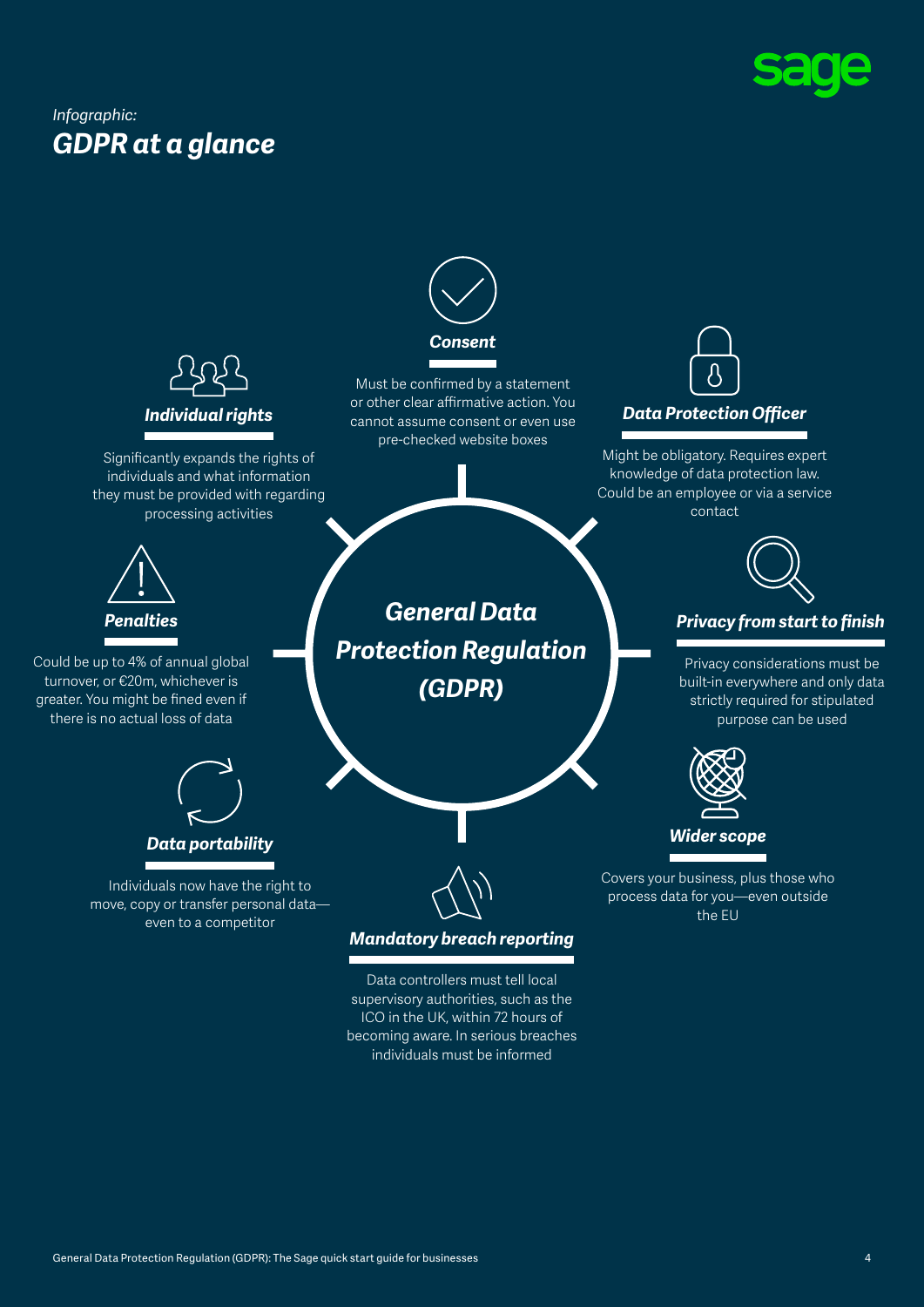*Infographic:*

# GDPR at a glance

## General Data Protection Regulation (GDPR)

### Consent

Must be confirmed by a statement or other clear affirmative action. You cannot assume consent or even use pre-checked website boxes

### Individual rights

Significantly expands the rights of individuals and what information they must be provided with regarding processing activities

### Data Protection Officer

Might be obligatory. Requires expert knowledge of data protection law. Could be an employee or via a service contact

### Penalties

Could be up to 4% of annual global turnover, or €20m, whichever is greater. You might be fined even if there is no actual loss of data

### Privacy from start to finish

Privacy considerations must be built-in everywhere and only data strictly required for stipulated purpose can be used

### Data portability

Individuals now have the right to move, copy or transfer personal data—even to a competitor

### Wider scope

Covers your business, plus those who process data for you—even outside the EU

### Mandatory breach reporting

Data controllers must tell local supervisory authorities, such as the ICO in the UK, within 72 hours of becoming aware. In serious breaches individuals must be informed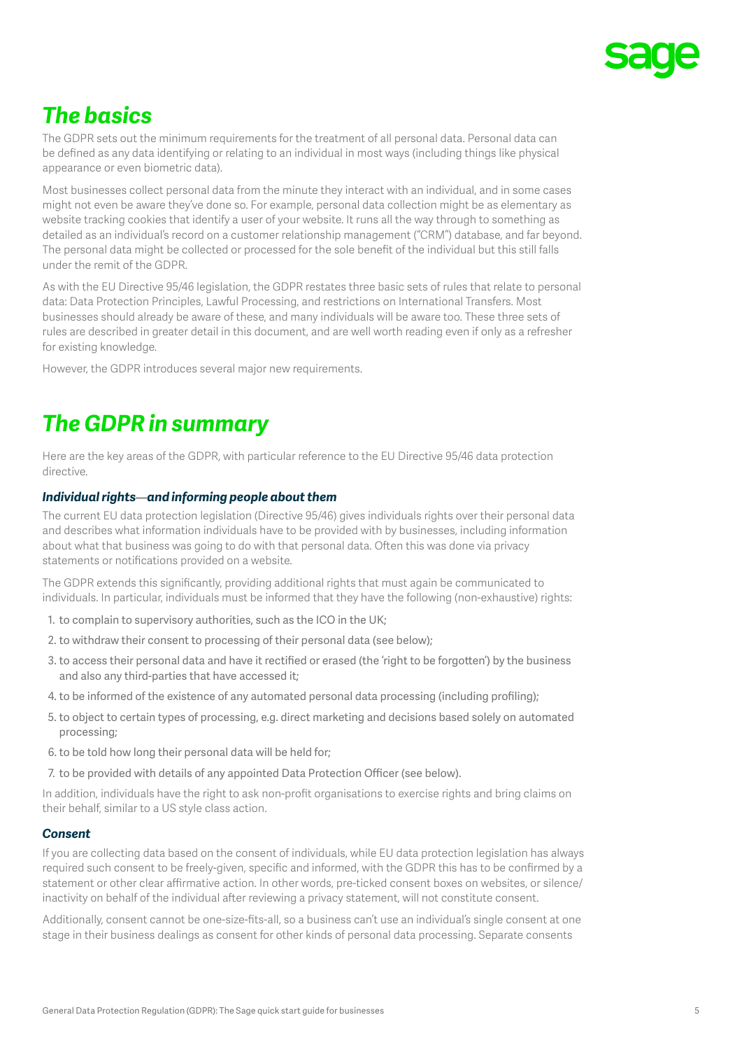## *The basics*

The GDPR sets out the minimum requirements for the treatment of all personal data. Personal data can be defined as any data identifying or relating to an individual in most ways (including things like physical appearance or even biometric data).

Most businesses collect personal data from the minute they interact with an individual, and in some cases might not even be aware they've done so. For example, personal data collection might be as elementary as website tracking cookies that identify a user of your website. It runs all the way through to something as detailed as an individual's record on a customer relationship management ("CRM") database, and far beyond. The personal data might be collected or processed for the sole benefit of the individual but this still falls under the remit of the GDPR.

As with the EU Directive 95/46 legislation, the GDPR restates three basic sets of rules that relate to personal data: Data Protection Principles, Lawful Processing, and restrictions on International Transfers. Most businesses should already be aware of these, and many individuals will be aware too. These three sets of rules are described in greater detail in this document, and are well worth reading even if only as a refresher for existing knowledge.

However, the GDPR introduces several major new requirements.

## *The GDPR in summary*

Here are the key areas of the GDPR, with particular reference to the EU Directive 95/46 data protection directive.

### *Individual rights—and informing people about them*

The current EU data protection legislation (Directive 95/46) gives individuals rights over their personal data and describes what information individuals have to be provided with by businesses, including information about what that business was going to do with that personal data. Often this was done via privacy statements or notifications provided on a website.

The GDPR extends this significantly, providing additional rights that must again be communicated to individuals. In particular, individuals must be informed that they have the following (non-exhaustive) rights:

1. to complain to supervisory authorities, such as the ICO in the UK;
2. to withdraw their consent to processing of their personal data (see below);
3. to access their personal data and have it rectified or erased (the 'right to be forgotten') by the business and also any third-parties that have accessed it;
4. to be informed of the existence of any automated personal data processing (including profiling);
5. to object to certain types of processing, e.g. direct marketing and decisions based solely on automated processing;
6. to be told how long their personal data will be held for;
7. to be provided with details of any appointed Data Protection Officer (see below).

In addition, individuals have the right to ask non-profit organisations to exercise rights and bring claims on their behalf, similar to a US style class action.

### *Consent*

If you are collecting data based on the consent of individuals, while EU data protection legislation has always required such consent to be freely-given, specific and informed, with the GDPR this has to be confirmed by a statement or other clear affirmative action. In other words, pre-ticked consent boxes on websites, or silence/inactivity on behalf of the individual after reviewing a privacy statement, will not constitute consent.

Additionally, consent cannot be one-size-fits-all, so a business can't use an individual's single consent at one stage in their business dealings as consent for other kinds of personal data processing. Separate consents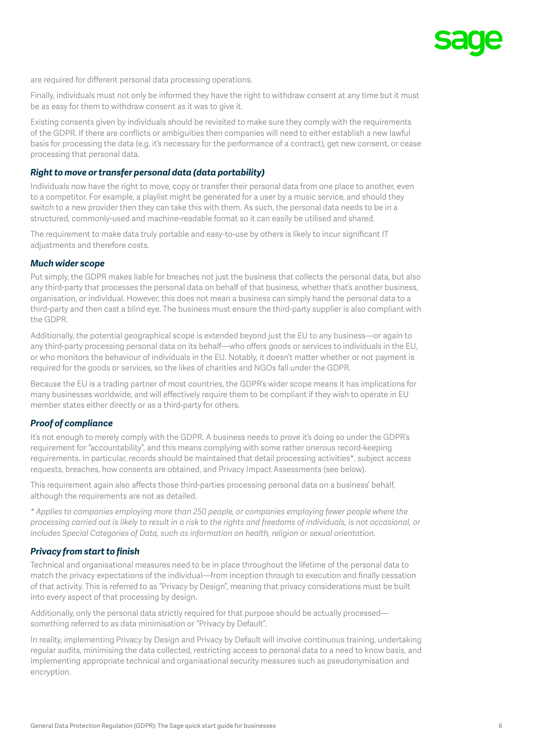are required for different personal data processing operations.

Finally, individuals must not only be informed they have the right to withdraw consent at any time but it must be as easy for them to withdraw consent as it was to give it.

Existing consents given by individuals should be revisited to make sure they comply with the requirements of the GDPR. If there are conflicts or ambiguities then companies will need to either establish a new lawful basis for processing the data (e.g. it's necessary for the performance of a contract), get new consent, or cease processing that personal data.

### *Right to move or transfer personal data (data portability)*

Individuals now have the right to move, copy or transfer their personal data from one place to another, even to a competitor. For example, a playlist might be generated for a user by a music service, and should they switch to a new provider then they can take this with them. As such, the personal data needs to be in a structured, commonly-used and machine-readable format so it can easily be utilised and shared.

The requirement to make data truly portable and easy-to-use by others is likely to incur significant IT adjustments and therefore costs.

### *Much wider scope*

Put simply, the GDPR makes liable for breaches not just the business that collects the personal data, but also any third-party that processes the personal data on behalf of that business, whether that's another business, organisation, or individual. However, this does not mean a business can simply hand the personal data to a third-party and then cast a blind eye. The business must ensure the third-party supplier is also compliant with the GDPR.

Additionally, the potential geographical scope is extended beyond just the EU to any business—or again to any third-party processing personal data on its behalf—who offers goods or services to individuals in the EU, or who monitors the behaviour of individuals in the EU. Notably, it doesn't matter whether or not payment is required for the goods or services, so the likes of charities and NGOs fall under the GDPR.

Because the EU is a trading partner of most countries, the GDPR's wider scope means it has implications for many businesses worldwide, and will effectively require them to be compliant if they wish to operate in EU member states either directly or as a third-party for others.

### *Proof of compliance*

It's not enough to merely comply with the GDPR. A business needs to prove it's doing so under the GDPR's requirement for "accountability", and this means complying with some rather onerous record-keeping requirements. In particular, records should be maintained that detail processing activities*, subject access requests, breaches, how consents are obtained, and Privacy Impact Assessments (see below).

This requirement again also affects those third-parties processing personal data on a business' behalf, although the requirements are not as detailed.

*\* Applies to companies employing more than 250 people, or companies employing fewer people where the processing carried out is likely to result in a risk to the rights and freedoms of individuals, is not occasional, or includes Special Categories of Data, such as information on health, religion or sexual orientation.*

### *Privacy from start to finish*

Technical and organisational measures need to be in place throughout the lifetime of the personal data to match the privacy expectations of the individual—from inception through to execution and finally cessation of that activity. This is referred to as "Privacy by Design", meaning that privacy considerations must be built into every aspect of that processing by design.

Additionally, only the personal data strictly required for that purpose should be actually processed—something referred to as data minimisation or "Privacy by Default".

In reality, implementing Privacy by Design and Privacy by Default will involve continuous training, undertaking regular audits, minimising the data collected, restricting access to personal data to a need to know basis, and implementing appropriate technical and organisational security measures such as pseudonymisation and encryption.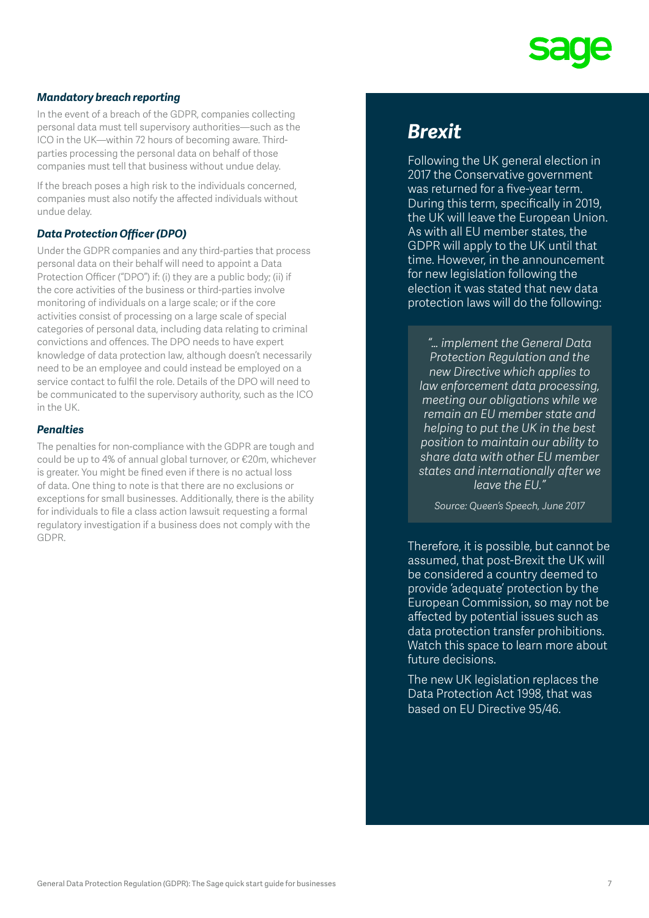### *Mandatory breach reporting*

In the event of a breach of the GDPR, companies collecting personal data must tell supervisory authorities—such as the ICO in the UK—within 72 hours of becoming aware. Third-parties processing the personal data on behalf of those companies must tell that business without undue delay.

If the breach poses a high risk to the individuals concerned, companies must also notify the affected individuals without undue delay.

### *Data Protection Officer (DPO)*

Under the GDPR companies and any third-parties that process personal data on their behalf will need to appoint a Data Protection Officer ("DPO") if: (i) they are a public body; (ii) if the core activities of the business or third-parties involve monitoring of individuals on a large scale; or if the core activities consist of processing on a large scale of special categories of personal data, including data relating to criminal convictions and offences. The DPO needs to have expert knowledge of data protection law, although doesn't necessarily need to be an employee and could instead be employed on a service contact to fulfil the role. Details of the DPO will need to be communicated to the supervisory authority, such as the ICO in the UK.

### *Penalties*

The penalties for non-compliance with the GDPR are tough and could be up to 4% of annual global turnover, or €20m, whichever is greater. You might be fined even if there is no actual loss of data. One thing to note is that there are no exclusions or exceptions for small businesses. Additionally, there is the ability for individuals to file a class action lawsuit requesting a formal regulatory investigation if a business does not comply with the GDPR.

## *Brexit*

Following the UK general election in 2017 the Conservative government was returned for a five-year term. During this term, specifically in 2019, the UK will leave the European Union. As with all EU member states, the GDPR will apply to the UK until that time. However, in the announcement for new legislation following the election it was stated that new data protection laws will do the following:

> *"… implement the General Data Protection Regulation and the new Directive which applies to law enforcement data processing, meeting our obligations while we remain an EU member state and helping to put the UK in the best position to maintain our ability to share data with other EU member states and internationally after we leave the EU."*
>
> *Source: Queen's Speech, June 2017*

Therefore, it is possible, but cannot be assumed, that post-Brexit the UK will be considered a country deemed to provide 'adequate' protection by the European Commission, so may not be affected by potential issues such as data protection transfer prohibitions. Watch this space to learn more about future decisions.

The new UK legislation replaces the Data Protection Act 1998, that was based on EU Directive 95/46.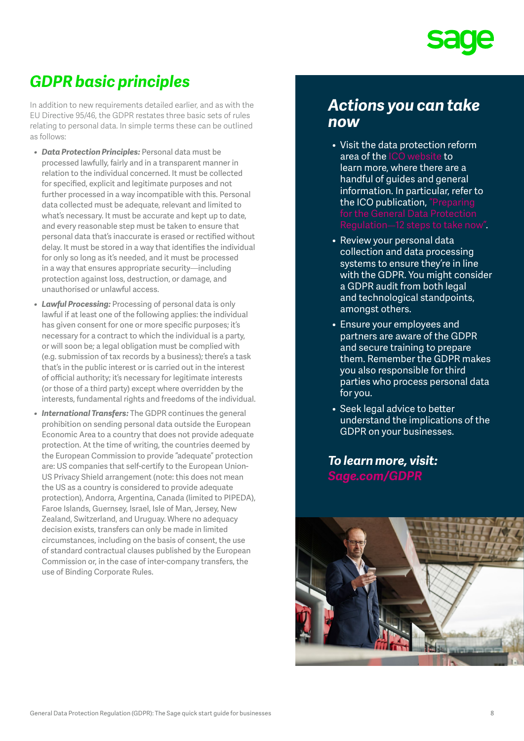## *GDPR basic principles*

In addition to new requirements detailed earlier, and as with the EU Directive 95/46, the GDPR restates three basic sets of rules relating to personal data. In simple terms these can be outlined as follows:

- ***Data Protection Principles:*** Personal data must be processed lawfully, fairly and in a transparent manner in relation to the individual concerned. It must be collected for specified, explicit and legitimate purposes and not further processed in a way incompatible with this. Personal data collected must be adequate, relevant and limited to what's necessary. It must be accurate and kept up to date, and every reasonable step must be taken to ensure that personal data that's inaccurate is erased or rectified without delay. It must be stored in a way that identifies the individual for only so long as it's needed, and it must be processed in a way that ensures appropriate security—including protection against loss, destruction, or damage, and unauthorised or unlawful access.
- ***Lawful Processing:*** Processing of personal data is only lawful if at least one of the following applies: the individual has given consent for one or more specific purposes; it's necessary for a contract to which the individual is a party, or will soon be; a legal obligation must be complied with (e.g. submission of tax records by a business); there's a task that's in the public interest or is carried out in the interest of official authority; it's necessary for legitimate interests (or those of a third party) except where overridden by the interests, fundamental rights and freedoms of the individual.
- ***International Transfers:*** The GDPR continues the general prohibition on sending personal data outside the European Economic Area to a country that does not provide adequate protection. At the time of writing, the countries deemed by the European Commission to provide "adequate" protection are: US companies that self-certify to the European Union-US Privacy Shield arrangement (note: this does not mean the US as a country is considered to provide adequate protection), Andorra, Argentina, Canada (limited to PIPEDA), Faroe Islands, Guernsey, Israel, Isle of Man, Jersey, New Zealand, Switzerland, and Uruguay. Where no adequacy decision exists, transfers can only be made in limited circumstances, including on the basis of consent, the use of standard contractual clauses published by the European Commission or, in the case of inter-company transfers, the use of Binding Corporate Rules.

## *Actions you can take now*

- Visit the data protection reform area of the ICO website to learn more, where there are a handful of guides and general information. In particular, refer to the ICO publication, "Preparing for the General Data Protection Regulation—12 steps to take now".
- Review your personal data collection and data processing systems to ensure they're in line with the GDPR. You might consider a GDPR audit from both legal and technological standpoints, amongst others.
- Ensure your employees and partners are aware of the GDPR and secure training to prepare them. Remember the GDPR makes you also responsible for third parties who process personal data for you.
- Seek legal advice to better understand the implications of the GDPR on your businesses.

***To learn more, visit:***
***Sage.com/GDPR***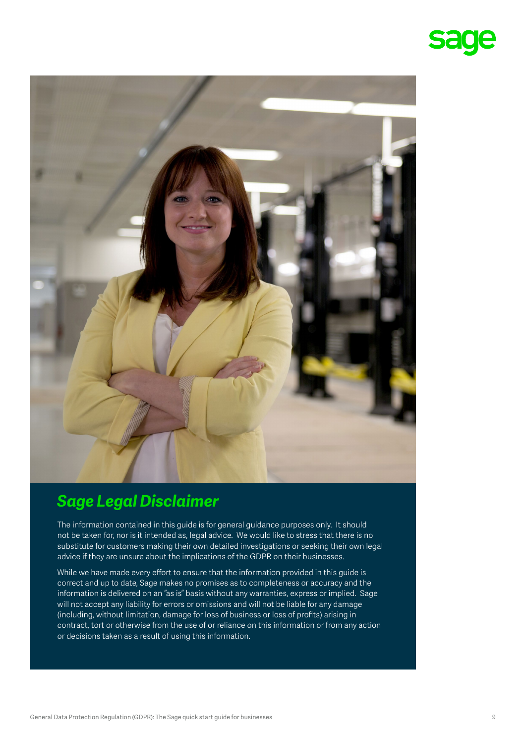## *Sage Legal Disclaimer*

The information contained in this guide is for general guidance purposes only. It should not be taken for, nor is it intended as, legal advice. We would like to stress that there is no substitute for customers making their own detailed investigations or seeking their own legal advice if they are unsure about the implications of the GDPR on their businesses.

While we have made every effort to ensure that the information provided in this guide is correct and up to date, Sage makes no promises as to completeness or accuracy and the information is delivered on an "as is" basis without any warranties, express or implied. Sage will not accept any liability for errors or omissions and will not be liable for any damage (including, without limitation, damage for loss of business or loss of profits) arising in contract, tort or otherwise from the use of or reliance on this information or from any action or decisions taken as a result of using this information.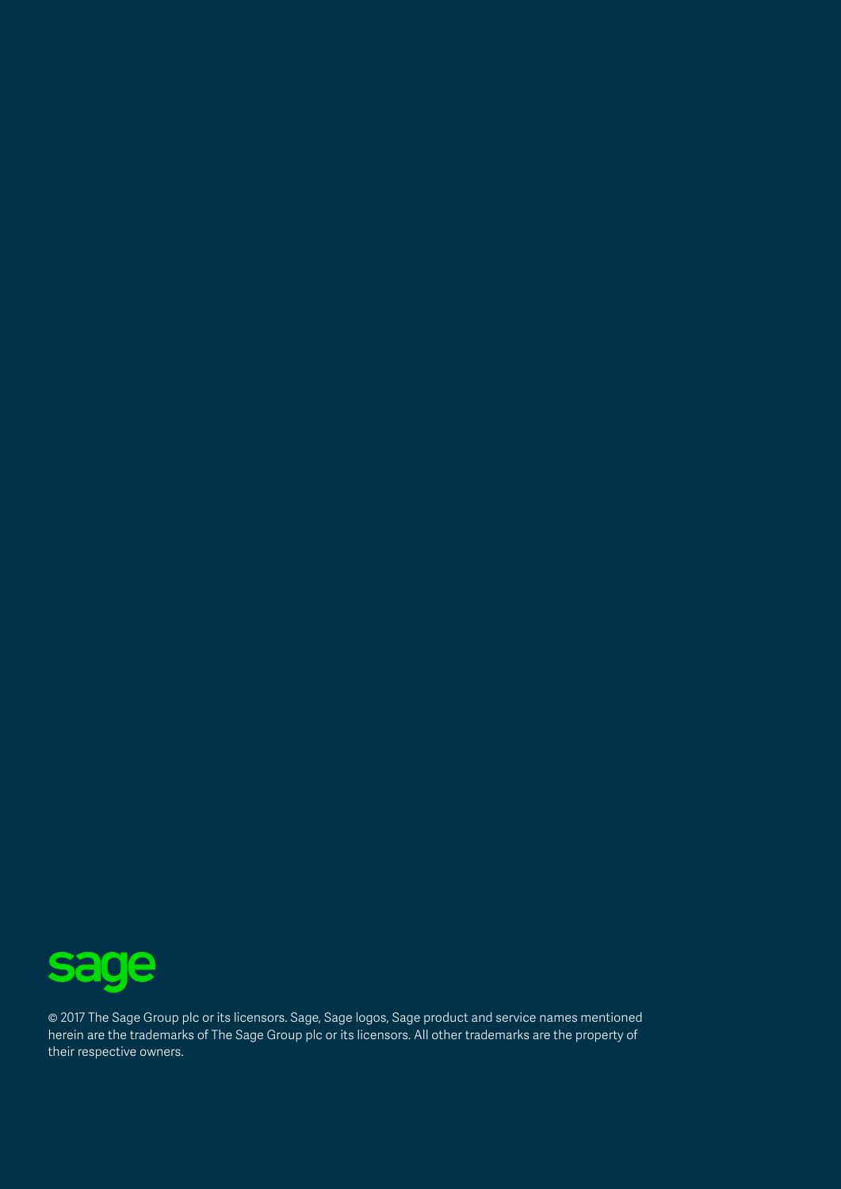sage

© 2017 The Sage Group plc or its licensors. Sage, Sage logos, Sage product and service names mentioned herein are the trademarks of The Sage Group plc or its licensors. All other trademarks are the property of their respective owners.